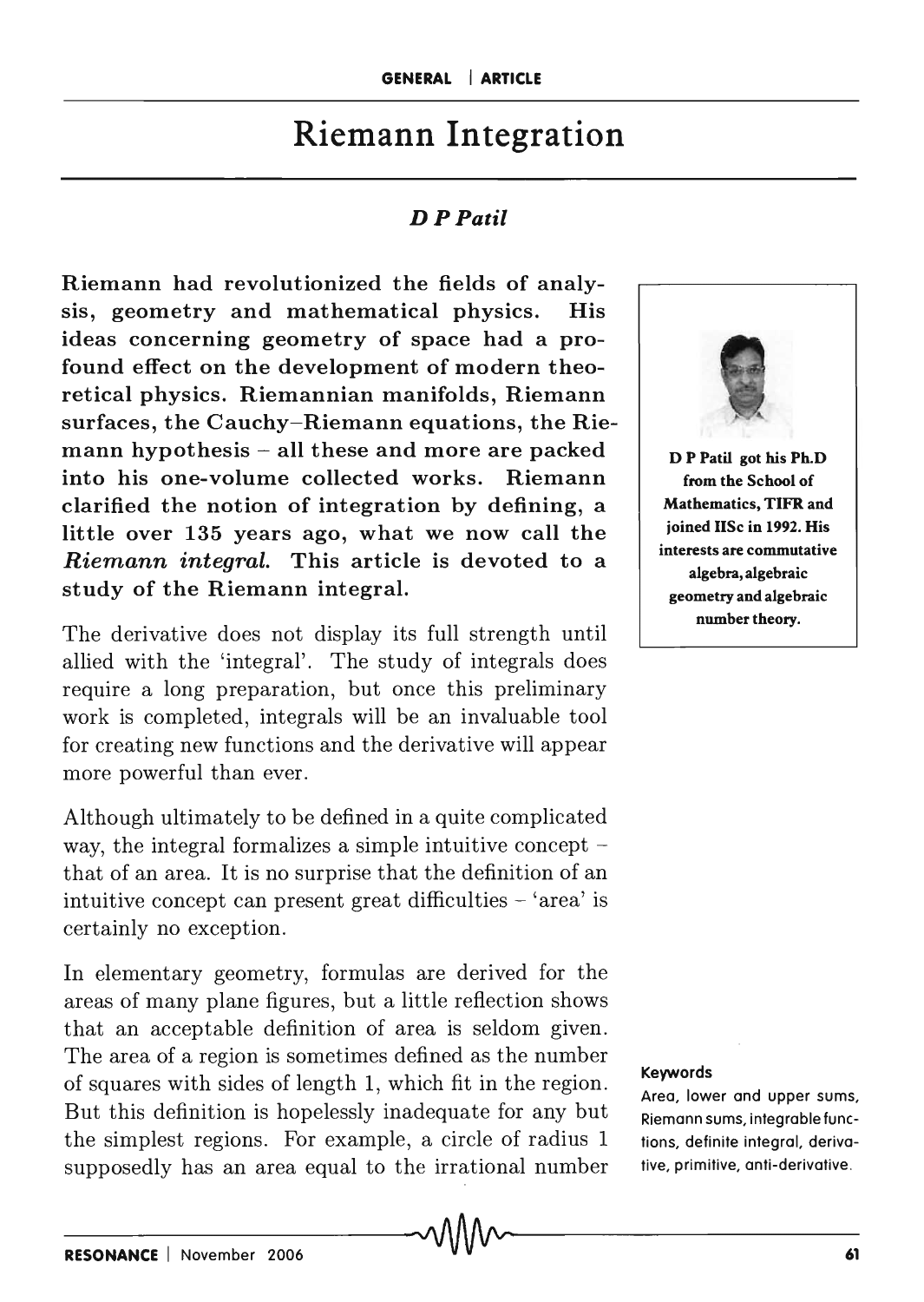# Riemann Integration

*D P Patil*

**Riemann had revolutionized the fields of analysis, geometry and mathematical physics. His ideas concerning geometry of space had a profound effect on the development of modern theoretical physics. Riemannian manifolds, Riemann surfaces, the Cauchy–Riemann equations, the Riemann hypothesis – all these and more are packed into his one-volume collected works. Riemann clarified the notion of integration by defining, a little over 135 years ago, what we now call the *Riemann integral*. This article is devoted to a study of the Riemann integral.**

**D P Patil got his Ph.D from the School of Mathematics, TIFR and joined IISc in 1992. His interests are commutative algebra, algebraic geometry and algebraic number theory.**

The derivative does not display its full strength until allied with the 'integral'. The study of integrals does require a long preparation, but once this preliminary work is completed, integrals will be an invaluable tool for creating new functions and the derivative will appear more powerful than ever.

Although ultimately to be defined in a quite complicated way, the integral formalizes a simple intuitive concept – that of an area. It is no surprise that the definition of an intuitive concept can present great difficulties – 'area' is certainly no exception.

In elementary geometry, formulas are derived for the areas of many plane figures, but a little reflection shows that an acceptable definition of area is seldom given. The area of a region is sometimes defined as the number of squares with sides of length 1, which fit in the region. But this definition is hopelessly inadequate for any but the simplest regions. For example, a circle of radius 1 supposedly has an area equal to the irrational number

**Keywords**

Area, lower and upper sums, Riemann sums, integrable functions, definite integral, derivative, primitive, anti-derivative.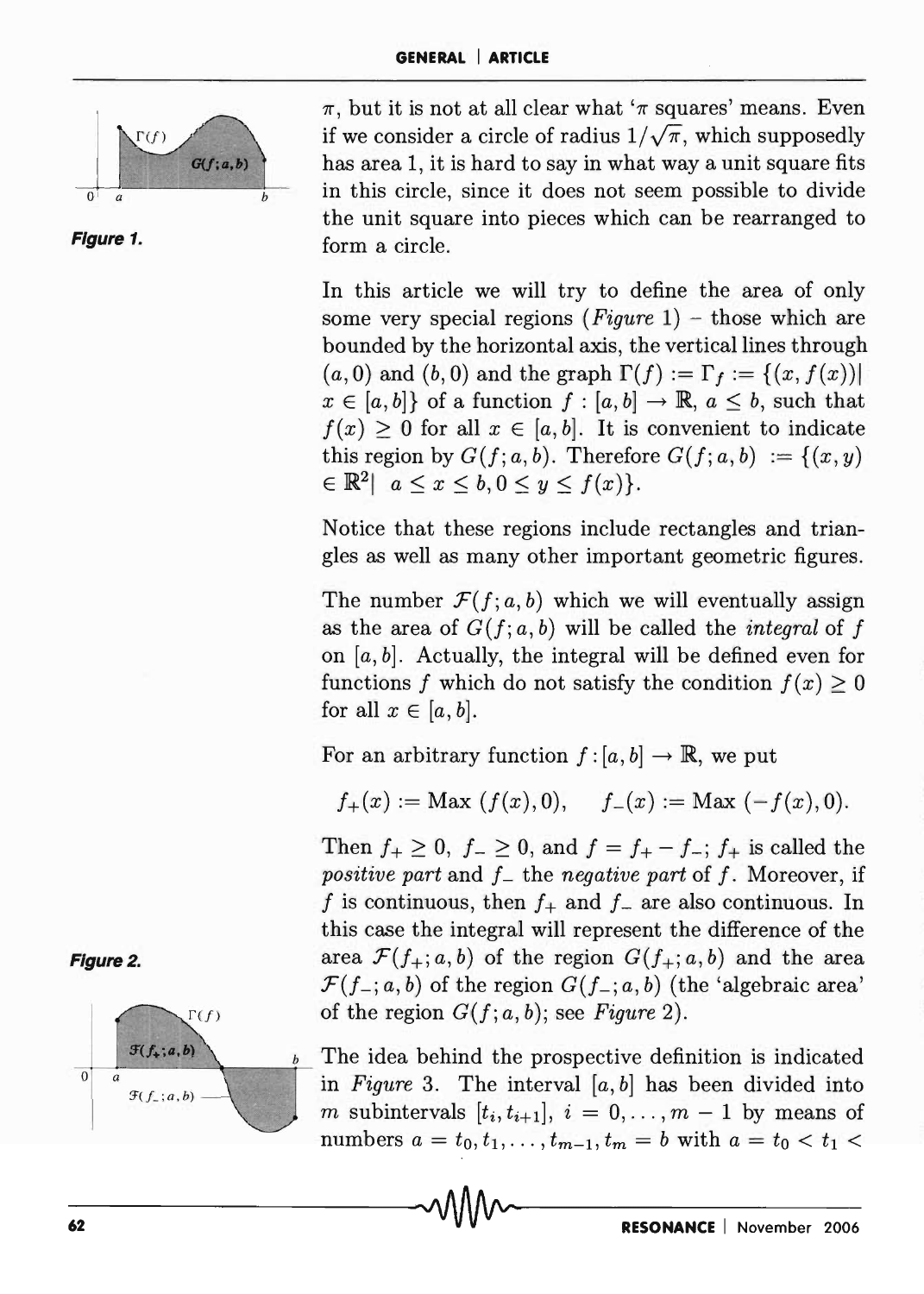*Figure 1.*

$\pi$, but it is not at all clear what '$\pi$ squares' means. Even if we consider a circle of radius $1/\sqrt{\pi}$, which supposedly has area 1, it is hard to say in what way a unit square fits in this circle, since it does not seem possible to divide the unit square into pieces which can be rearranged to form a circle.

In this article we will try to define the area of only some very special regions (*Figure* 1) – those which are bounded by the horizontal axis, the vertical lines through $(a, 0)$ and $(b, 0)$ and the graph $\Gamma(f) := \Gamma_f := \{(x, f(x))| \; x \in [a, b]\}$ of a function $f : [a, b] \to \mathbb{R}$, $a \leq b$, such that $f(x) \geq 0$ for all $x \in [a, b]$. It is convenient to indicate this region by $G(f; a, b)$. Therefore $G(f; a, b) := \{(x, y) \in \mathbb{R}^2| \; a \leq x \leq b, 0 \leq y \leq f(x)\}$.

Notice that these regions include rectangles and triangles as well as many other important geometric figures.

The number $\mathcal{F}(f; a, b)$ which we will eventually assign as the area of $G(f; a, b)$ will be called the *integral* of $f$ on $[a, b]$. Actually, the integral will be defined even for functions $f$ which do not satisfy the condition $f(x) \geq 0$ for all $x \in [a, b]$.

For an arbitrary function $f : [a, b] \to \mathbb{R}$, we put

$$f_+(x) := \text{Max}\;(f(x), 0), \qquad f_-(x) := \text{Max}\;(-f(x), 0).$$

Then $f_+ \geq 0$, $f_- \geq 0$, and $f = f_+ - f_-$; $f_+$ is called the *positive part* and $f_-$ the *negative part* of $f$. Moreover, if $f$ is continuous, then $f_+$ and $f_-$ are also continuous. In this case the integral will represent the difference of the area $\mathcal{F}(f_+; a, b)$ of the region $G(f_+; a, b)$ and the area $\mathcal{F}(f_-; a, b)$ of the region $G(f_-; a, b)$ (the 'algebraic area' of the region $G(f; a, b)$; see *Figure* 2).

*Figure 2.*

The idea behind the prospective definition is indicated in *Figure* 3. The interval $[a, b]$ has been divided into $m$ subintervals $[t_i, t_{i+1}]$, $i = 0, \ldots, m - 1$ by means of numbers $a = t_0, t_1, \ldots, t_{m-1}, t_m = b$ with $a = t_0 < t_1 <$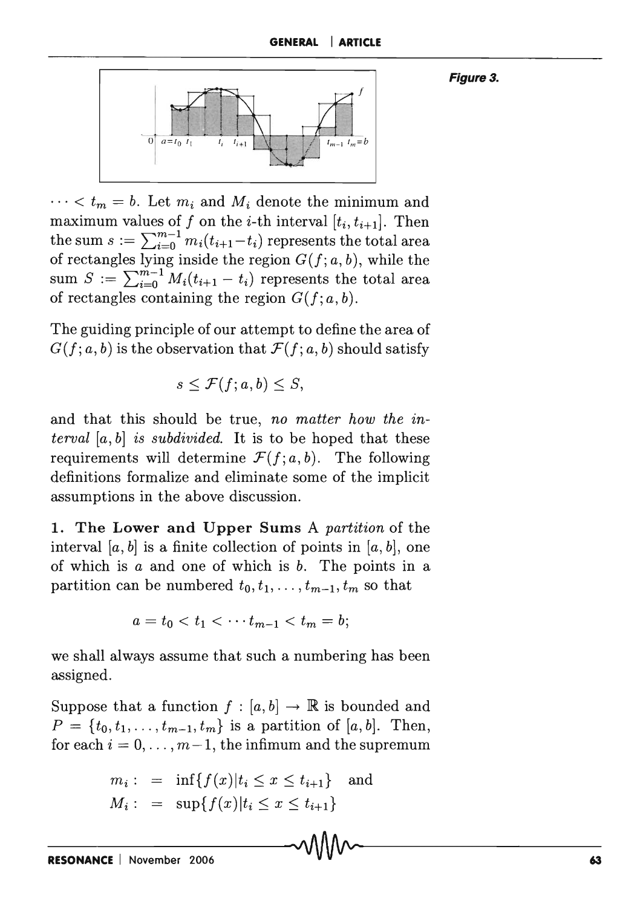Figure 3.

$\cdots < t_m = b$. Let $m_i$ and $M_i$ denote the minimum and maximum values of $f$ on the $i$-th interval $[t_i, t_{i+1}]$. Then the sum $s := \sum_{i=0}^{m-1} m_i(t_{i+1}-t_i)$ represents the total area of rectangles lying inside the region $G(f; a, b)$, while the sum $S := \sum_{i=0}^{m-1} M_i(t_{i+1} - t_i)$ represents the total area of rectangles containing the region $G(f; a, b)$.

The guiding principle of our attempt to define the area of $G(f; a, b)$ is the observation that $\mathcal{F}(f; a, b)$ should satisfy

$$s \leq \mathcal{F}(f; a, b) \leq S,$$

and that this should be true, *no matter how the interval* $[a, b]$ *is subdivided.* It is to be hoped that these requirements will determine $\mathcal{F}(f; a, b)$. The following definitions formalize and eliminate some of the implicit assumptions in the above discussion.

**1. The Lower and Upper Sums** A *partition* of the interval $[a, b]$ is a finite collection of points in $[a, b]$, one of which is $a$ and one of which is $b$. The points in a partition can be numbered $t_0, t_1, \ldots, t_{m-1}, t_m$ so that

$$a = t_0 < t_1 < \cdots t_{m-1} < t_m = b;$$

we shall always assume that such a numbering has been assigned.

Suppose that a function $f : [a, b] \to \mathbb{R}$ is bounded and $P = \{t_0, t_1, \ldots, t_{m-1}, t_m\}$ is a partition of $[a, b]$. Then, for each $i = 0, \ldots, m-1$, the infimum and the supremum

$$\begin{aligned} m_i : &= \inf\{f(x) | t_i \leq x \leq t_{i+1}\} \quad \text{and} \\ M_i : &= \sup\{f(x) | t_i \leq x \leq t_{i+1}\} \end{aligned}$$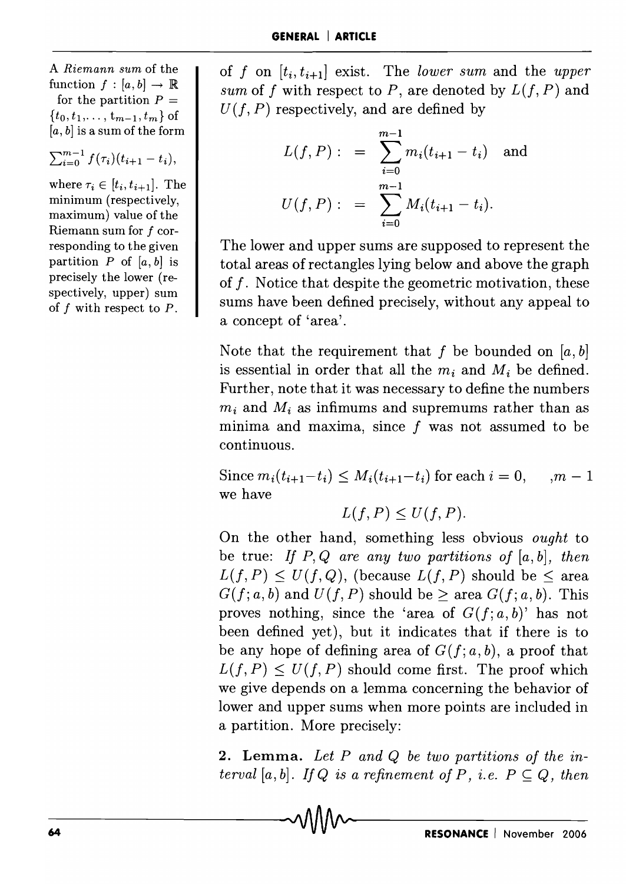of $f$ on $[t_i, t_{i+1}]$ exist. The *lower sum* and the *upper sum* of $f$ with respect to $P$, are denoted by $L(f, P)$ and $U(f, P)$ respectively, and are defined by

$$L(f,P) : = \sum_{i=0}^{m-1} m_i(t_{i+1} - t_i) \quad \text{and}$$

$$U(f,P) : = \sum_{i=0}^{m-1} M_i(t_{i+1} - t_i).$$

The lower and upper sums are supposed to represent the total areas of rectangles lying below and above the graph of $f$. Notice that despite the geometric motivation, these sums have been defined precisely, without any appeal to a concept of 'area'.

A *Riemann sum* of the function $f : [a, b] \to \mathbb{R}$ for the partition $P = \{t_0, t_1, \ldots, t_{m-1}, t_m\}$ of $[a, b]$ is a sum of the form $\sum_{i=0}^{m-1} f(\tau_i)(t_{i+1} - t_i)$, where $\tau_i \in [t_i, t_{i+1}]$. The minimum (respectively, maximum) value of the Riemann sum for $f$ corresponding to the given partition $P$ of $[a, b]$ is precisely the lower (respectively, upper) sum of $f$ with respect to $P$.

Note that the requirement that $f$ be bounded on $[a, b]$ is essential in order that all the $m_i$ and $M_i$ be defined. Further, note that it was necessary to define the numbers $m_i$ and $M_i$ as infimums and supremums rather than as minima and maxima, since $f$ was not assumed to be continuous.

Since $m_i(t_{i+1}-t_i) \leq M_i(t_{i+1}-t_i)$ for each $i = 0, \quad , m-1$ we have

$$L(f, P) \leq U(f, P).$$

On the other hand, something less obvious *ought* to be true: *If $P, Q$ are any two partitions of $[a, b]$, then* $L(f, P) \leq U(f, Q)$, (because $L(f, P)$ should be $\leq$ area $G(f; a, b)$ and $U(f, P)$ should be $\geq$ area $G(f; a, b)$. This proves nothing, since the 'area of $G(f; a, b)$' has not been defined yet), but it indicates that if there is to be any hope of defining area of $G(f; a, b)$, a proof that $L(f, P) \leq U(f, P)$ should come first. The proof which we give depends on a lemma concerning the behavior of lower and upper sums when more points are included in a partition. More precisely:

**2. Lemma.** *Let $P$ and $Q$ be two partitions of the interval $[a, b]$. If $Q$ is a refinement of $P$, i.e. $P \subseteq Q$, then*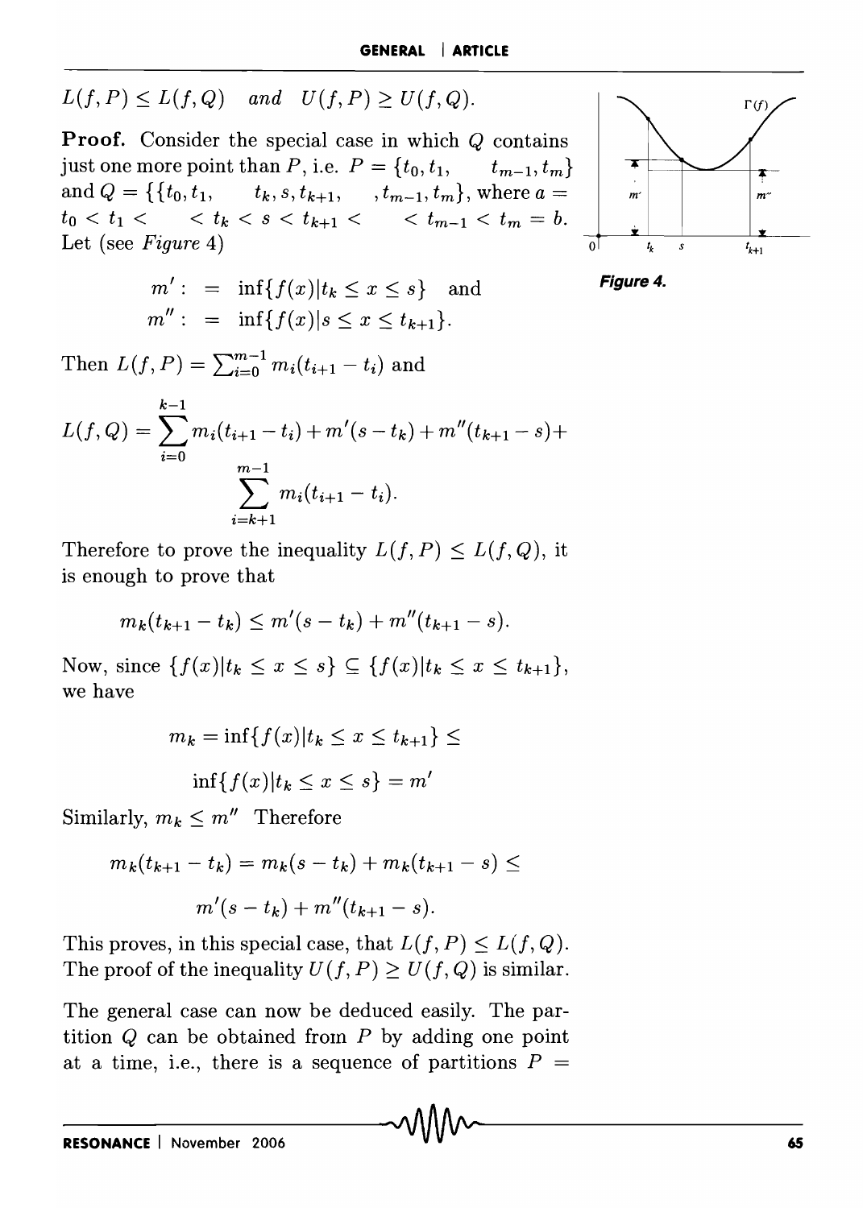$L(f,P) \leq L(f,Q)$ *and* $U(f,P) \geq U(f,Q)$.

**Proof.** Consider the special case in which $Q$ contains just one more point than $P$, i.e. $P = \{t_0, t_1, \quad t_{m-1}, t_m\}$ and $Q = \{\{t_0, t_1, \quad t_k, s, t_{k+1}, \quad , t_{m-1}, t_m\}$, where $a = t_0 < t_1 < \quad < t_k < s < t_{k+1} < \quad < t_{m-1} < t_m = b$. Let (see *Figure* 4)

$$m' : = \inf\{f(x) | t_k \leq x \leq s\} \quad \text{and}$$
$$m'' : = \inf\{f(x) | s \leq x \leq t_{k+1}\}.$$

Figure 4.

Then $L(f,P) = \sum_{i=0}^{m-1} m_i(t_{i+1} - t_i)$ and

$$L(f,Q) = \sum_{i=0}^{k-1} m_i(t_{i+1} - t_i) + m'(s - t_k) + m''(t_{k+1} - s) + \sum_{i=k+1}^{m-1} m_i(t_{i+1} - t_i).$$

Therefore to prove the inequality $L(f,P) \leq L(f,Q)$, it is enough to prove that

$$m_k(t_{k+1} - t_k) \leq m'(s - t_k) + m''(t_{k+1} - s).$$

Now, since $\{f(x) | t_k \leq x \leq s\} \subseteq \{f(x) | t_k \leq x \leq t_{k+1}\}$, we have

$$m_k = \inf\{f(x) | t_k \leq x \leq t_{k+1}\} \leq$$
$$\inf\{f(x) | t_k \leq x \leq s\} = m'$$

Similarly, $m_k \leq m''$ Therefore

$$m_k(t_{k+1} - t_k) = m_k(s - t_k) + m_k(t_{k+1} - s) \leq$$
$$m'(s - t_k) + m''(t_{k+1} - s).$$

This proves, in this special case, that $L(f,P) \leq L(f,Q)$. The proof of the inequality $U(f,P) \geq U(f,Q)$ is similar.

The general case can now be deduced easily. The partition $Q$ can be obtained from $P$ by adding one point at a time, i.e., there is a sequence of partitions $P =$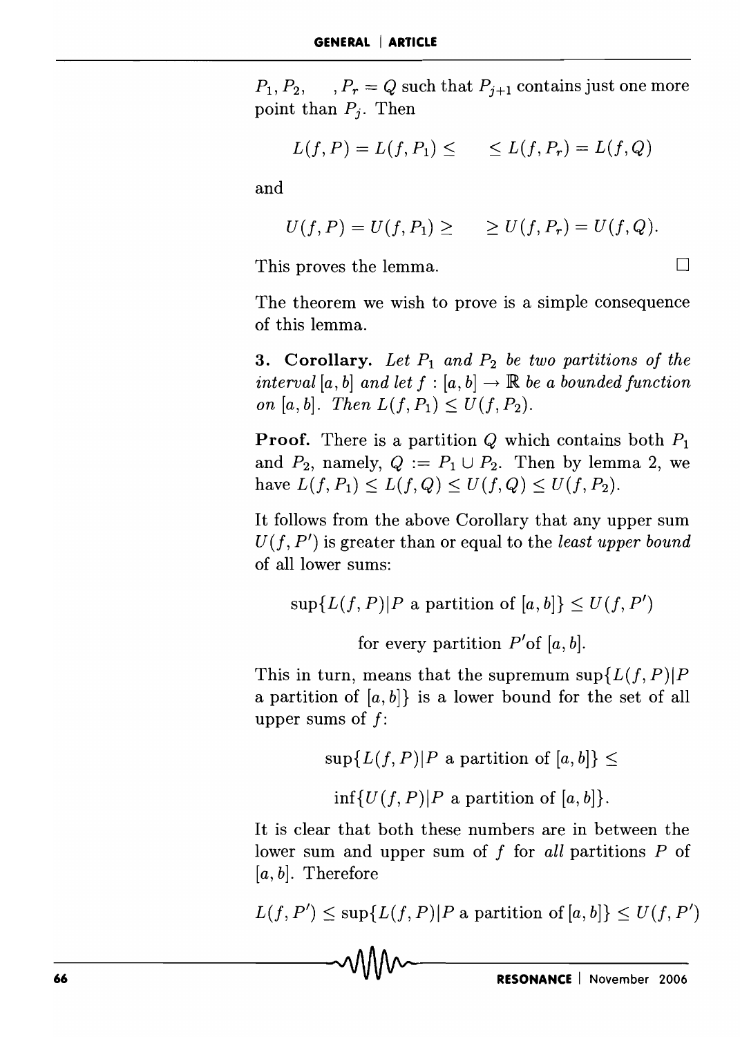$P_1, P_2, \quad , P_r = Q$ such that $P_{j+1}$ contains just one more point than $P_j$. Then

$$L(f, P) = L(f, P_1) \leq \quad \leq L(f, P_r) = L(f, Q)$$

and

$$U(f, P) = U(f, P_1) \geq \quad \geq U(f, P_r) = U(f, Q).$$

This proves the lemma. □

The theorem we wish to prove is a simple consequence of this lemma.

**3. Corollary.** *Let $P_1$ and $P_2$ be two partitions of the interval $[a, b]$ and let $f : [a, b] \to \mathbb{R}$ be a bounded function on $[a, b]$. Then $L(f, P_1) \leq U(f, P_2)$.*

**Proof.** There is a partition $Q$ which contains both $P_1$ and $P_2$, namely, $Q := P_1 \cup P_2$. Then by lemma 2, we have $L(f, P_1) \leq L(f, Q) \leq U(f, Q) \leq U(f, P_2)$.

It follows from the above Corollary that any upper sum $U(f, P')$ is greater than or equal to the *least upper bound* of all lower sums:

$$\sup\{L(f, P) | P \text{ a partition of } [a, b]\} \leq U(f, P')$$

$$\text{for every partition } P' \text{of } [a, b].$$

This in turn, means that the supremum $\sup\{L(f, P) | P$ a partition of $[a, b]\}$ is a lower bound for the set of all upper sums of $f$:

$$\sup\{L(f, P) | P \text{ a partition of } [a, b]\} \leq$$

$$\inf\{U(f, P) | P \text{ a partition of } [a, b]\}.$$

It is clear that both these numbers are in between the lower sum and upper sum of $f$ for *all* partitions $P$ of $[a, b]$. Therefore

$$L(f, P') \leq \sup\{L(f, P) | P \text{ a partition of } [a, b]\} \leq U(f, P')$$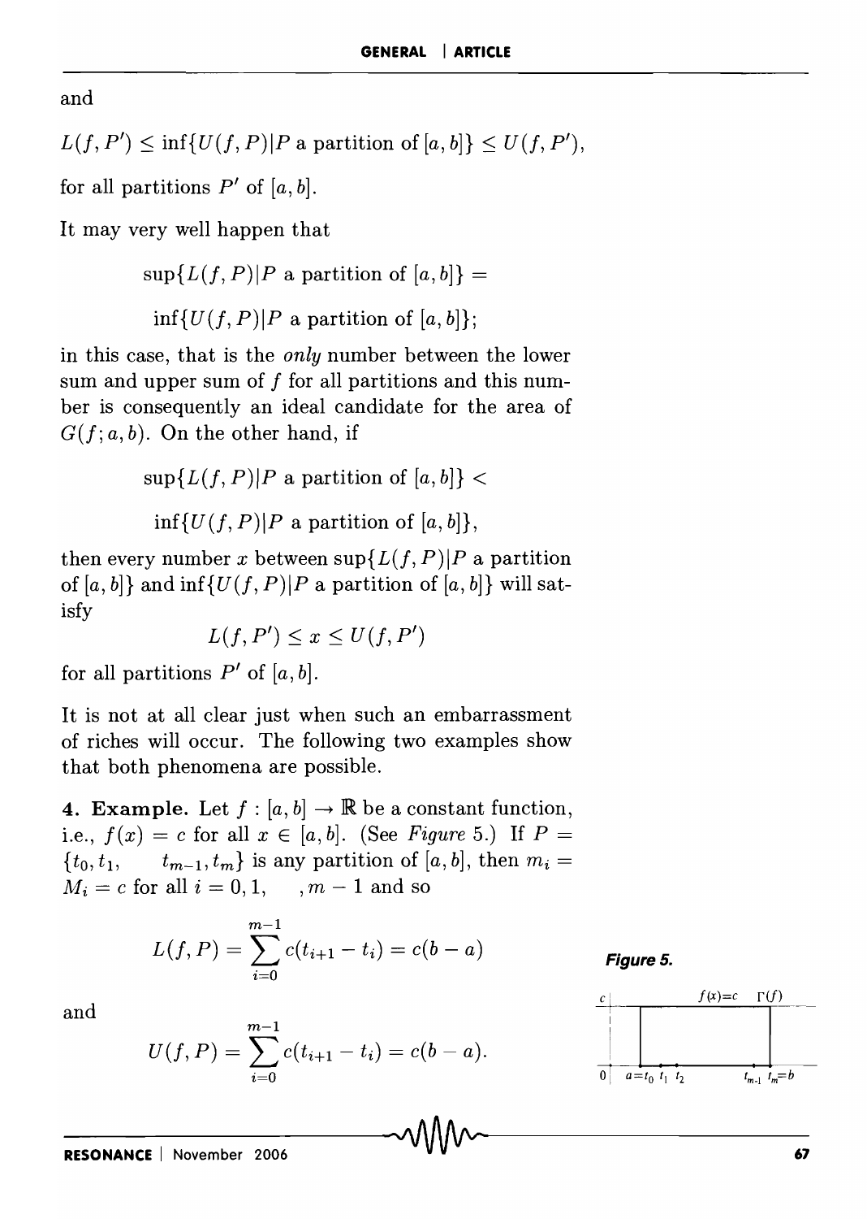and

$$L(f, P') \leq \inf\{U(f, P) | P \text{ a partition of } [a, b]\} \leq U(f, P'),$$

for all partitions $P'$ of $[a, b]$.

It may very well happen that

$$\sup\{L(f, P) | P \text{ a partition of } [a, b]\} =$$

$$\inf\{U(f, P) | P \text{ a partition of } [a, b]\};$$

in this case, that is the *only* number between the lower sum and upper sum of $f$ for all partitions and this number is consequently an ideal candidate for the area of $G(f; a, b)$. On the other hand, if

$$\sup\{L(f, P) | P \text{ a partition of } [a, b]\} <$$

$$\inf\{U(f, P) | P \text{ a partition of } [a, b]\},$$

then every number $x$ between $\sup\{L(f, P) | P$ a partition of $[a, b]\}$ and $\inf\{U(f, P) | P$ a partition of $[a, b]\}$ will satisfy

$$L(f, P') \leq x \leq U(f, P')$$

for all partitions $P'$ of $[a, b]$.

It is not at all clear just when such an embarrassment of riches will occur. The following two examples show that both phenomena are possible.

**4. Example.** Let $f : [a, b] \to \mathbb{R}$ be a constant function, i.e., $f(x) = c$ for all $x \in [a, b]$. (See *Figure* 5.) If $P = \{t_0, t_1, \quad t_{m-1}, t_m\}$ is any partition of $[a, b]$, then $m_i = M_i = c$ for all $i = 0, 1, \quad, m - 1$ and so

$$L(f, P) = \sum_{i=0}^{m-1} c(t_{i+1} - t_i) = c(b - a)$$

and

$$U(f, P) = \sum_{i=0}^{m-1} c(t_{i+1} - t_i) = c(b - a).$$

***Figure 5.***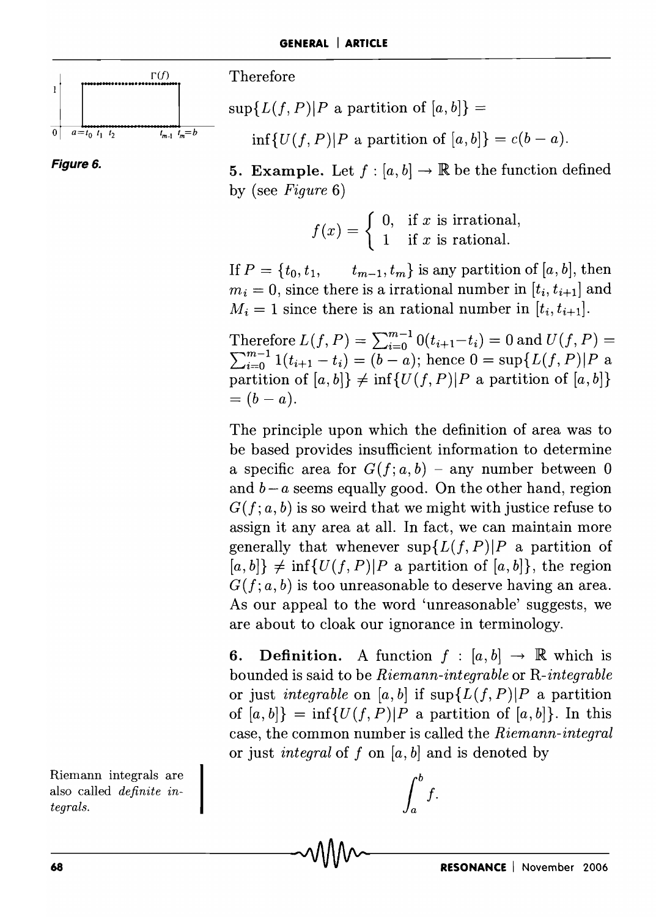Therefore

$\sup\{L(f, P)|P \text{ a partition of } [a, b]\} =$

$\inf\{U(f, P)|P \text{ a partition of } [a, b]\} = c(b - a).$

Figure 6.

**5. Example.** Let $f : [a, b] \to \mathbb{R}$ be the function defined by (see *Figure* 6)

$$f(x) = \begin{cases} 0, & \text{if } x \text{ is irrational,} \\ 1 & \text{if } x \text{ is rational.} \end{cases}$$

If $P = \{t_0, t_1, \quad t_{m-1}, t_m\}$ is any partition of $[a, b]$, then $m_i = 0$, since there is a irrational number in $[t_i, t_{i+1}]$ and $M_i = 1$ since there is an rational number in $[t_i, t_{i+1}]$.

Therefore $L(f, P) = \sum_{i=0}^{m-1} 0(t_{i+1} - t_i) = 0$ and $U(f, P) = \sum_{i=0}^{m-1} 1(t_{i+1} - t_i) = (b - a)$; hence $0 = \sup\{L(f, P)|P$ a partition of $[a, b]\} \neq \inf\{U(f, P)|P$ a partition of $[a, b]\}$ $= (b - a)$.

The principle upon which the definition of area was to be based provides insufficient information to determine a specific area for $G(f; a, b)$ – any number between 0 and $b - a$ seems equally good. On the other hand, region $G(f; a, b)$ is so weird that we might with justice refuse to assign it any area at all. In fact, we can maintain more generally that whenever $\sup\{L(f, P)|P$ a partition of $[a, b]\} \neq \inf\{U(f, P)|P$ a partition of $[a, b]\}$, the region $G(f; a, b)$ is too unreasonable to deserve having an area. As our appeal to the word 'unreasonable' suggests, we are about to cloak our ignorance in terminology.

**6. Definition.** A function $f : [a, b] \to \mathbb{R}$ which is bounded is said to be *Riemann-integrable* or R*-integrable* or just *integrable* on $[a, b]$ if $\sup\{L(f, P)|P$ a partition of $[a, b]\} = \inf\{U(f, P)|P$ a partition of $[a, b]\}$. In this case, the common number is called the *Riemann-integral* or just *integral* of $f$ on $[a, b]$ and is denoted by

$$\int_a^b f.$$

Riemann integrals are also called *definite integrals*.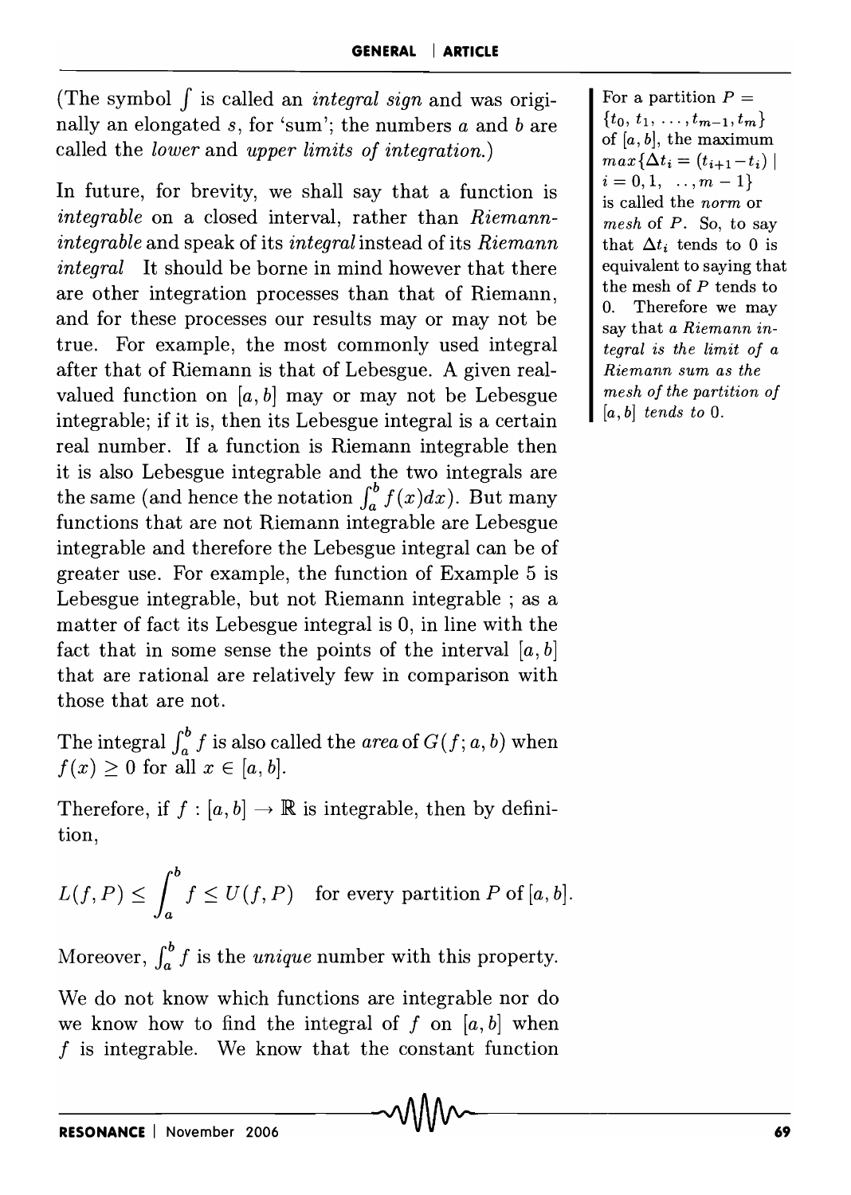(The symbol $\int$ is called an *integral sign* and was originally an elongated $s$, for 'sum'; the numbers $a$ and $b$ are called the *lower* and *upper limits of integration.*)

In future, for brevity, we shall say that a function is *integrable* on a closed interval, rather than *Riemann-integrable* and speak of its *integral* instead of its *Riemann integral* It should be borne in mind however that there are other integration processes than that of Riemann, and for these processes our results may or may not be true. For example, the most commonly used integral after that of Riemann is that of Lebesgue. A given real-valued function on $[a, b]$ may or may not be Lebesgue integrable; if it is, then its Lebesgue integral is a certain real number. If a function is Riemann integrable then it is also Lebesgue integrable and the two integrals are the same (and hence the notation $\int_a^b f(x)dx$). But many functions that are not Riemann integrable are Lebesgue integrable and therefore the Lebesgue integral can be of greater use. For example, the function of Example 5 is Lebesgue integrable, but not Riemann integrable ; as a matter of fact its Lebesgue integral is 0, in line with the fact that in some sense the points of the interval $[a, b]$ that are rational are relatively few in comparison with those that are not.

For a partition $P = \{t_0, t_1, \ldots, t_{m-1}, t_m\}$ of $[a, b]$, the maximum $max\{\Delta t_i = (t_{i+1} - t_i) \mid i = 0, 1, \ldots, m-1\}$ is called the *norm* or *mesh* of $P$. So, to say that $\Delta t_i$ tends to 0 is equivalent to saying that the mesh of $P$ tends to 0. Therefore we may say that *a Riemann integral is the limit of a Riemann sum as the mesh of the partition of $[a, b]$ tends to 0.*

The integral $\int_a^b f$ is also called the *area* of $G(f; a, b)$ when $f(x) \geq 0$ for all $x \in [a, b]$.

Therefore, if $f : [a, b] \to \mathbb{R}$ is integrable, then by definition,

$$L(f, P) \leq \int_a^b f \leq U(f, P) \quad \text{for every partition } P \text{ of } [a, b].$$

Moreover, $\int_a^b f$ is the *unique* number with this property.

We do not know which functions are integrable nor do we know how to find the integral of $f$ on $[a, b]$ when $f$ is integrable. We know that the constant function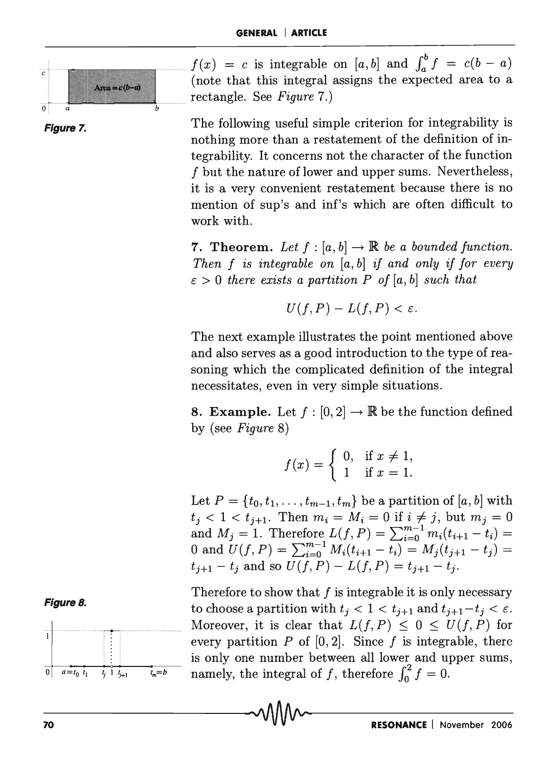$f(x) = c$ is integrable on $[a, b]$ and $\int_a^b f = c(b - a)$ (note that this integral assigns the expected area to a rectangle. See *Figure* 7.)

**Figure 7.**

The following useful simple criterion for integrability is nothing more than a restatement of the definition of integrability. It concerns not the character of the function $f$ but the nature of lower and upper sums. Nevertheless, it is a very convenient restatement because there is no mention of sup's and inf's which are often difficult to work with.

**7. Theorem.** *Let $f : [a, b] \to \mathbb{R}$ be a bounded function. Then $f$ is integrable on $[a, b]$ if and only if for every $\varepsilon > 0$ there exists a partition $P$ of $[a, b]$ such that*

$$U(f, P) - L(f, P) < \varepsilon.$$

The next example illustrates the point mentioned above and also serves as a good introduction to the type of reasoning which the complicated definition of the integral necessitates, even in very simple situations.

**8. Example.** Let $f : [0, 2] \to \mathbb{R}$ be the function defined by (see *Figure* 8)

$$f(x) = \begin{cases} 0, & \text{if } x \neq 1, \\ 1 & \text{if } x = 1. \end{cases}$$

Let $P = \{t_0, t_1, \ldots, t_{m-1}, t_m\}$ be a partition of $[a, b]$ with $t_j < 1 < t_{j+1}$. Then $m_i = M_i = 0$ if $i \neq j$, but $m_j = 0$ and $M_j = 1$. Therefore $L(f, P) = \sum_{i=0}^{m-1} m_i(t_{i+1} - t_i) = 0$ and $U(f, P) = \sum_{i=0}^{m-1} M_i(t_{i+1} - t_i) = M_j(t_{j+1} - t_j) = t_{j+1} - t_j$ and so $U(f, P) - L(f, P) = t_{j+1} - t_j$.

**Figure 8.**

Therefore to show that $f$ is integrable it is only necessary to choose a partition with $t_j < 1 < t_{j+1}$ and $t_{j+1} - t_j < \varepsilon$. Moreover, it is clear that $L(f, P) \leq 0 \leq U(f, P)$ for every partition $P$ of $[0, 2]$. Since $f$ is integrable, there is only one number between all lower and upper sums, namely, the integral of $f$, therefore $\int_0^2 f = 0$.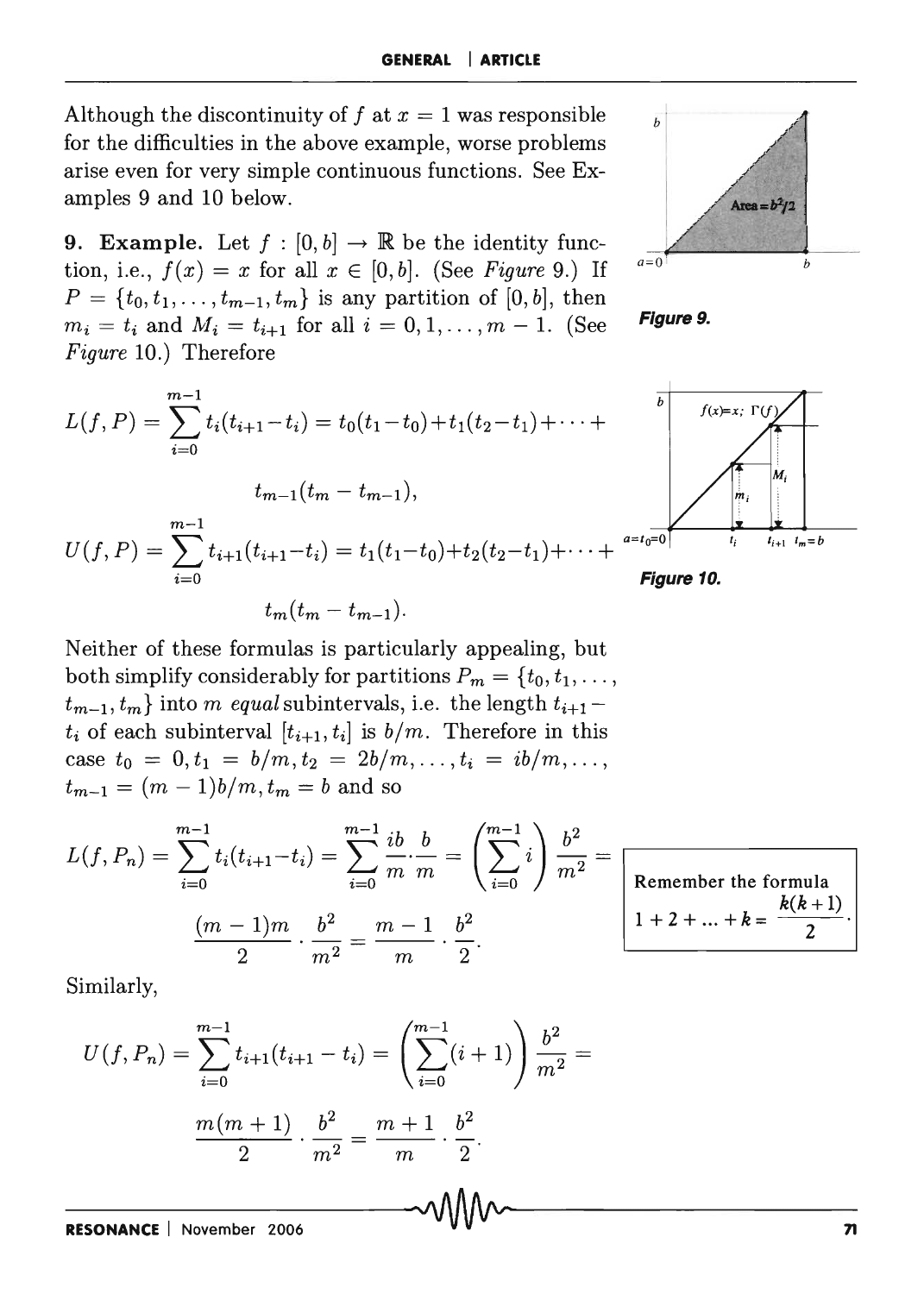Although the discontinuity of $f$ at $x = 1$ was responsible for the difficulties in the above example, worse problems arise even for very simple continuous functions. See Examples 9 and 10 below.

**9. Example.** Let $f : [0, b] \to \mathbb{R}$ be the identity function, i.e., $f(x) = x$ for all $x \in [0, b]$. (See *Figure* 9.) If $P = \{t_0, t_1, \ldots, t_{m-1}, t_m\}$ is any partition of $[0, b]$, then $m_i = t_i$ and $M_i = t_{i+1}$ for all $i = 0, 1, \ldots, m-1$. (See *Figure* 10.) Therefore

**Figure 9.**

**Figure 10.**

$$L(f,P) = \sum_{i=0}^{m-1} t_i(t_{i+1} - t_i) = t_0(t_1 - t_0) + t_1(t_2 - t_1) + \cdots + t_{m-1}(t_m - t_{m-1}),$$

$$U(f,P) = \sum_{i=0}^{m-1} t_{i+1}(t_{i+1} - t_i) = t_1(t_1 - t_0) + t_2(t_2 - t_1) + \cdots + t_m(t_m - t_{m-1}).$$

Neither of these formulas is particularly appealing, but both simplify considerably for partitions $P_m = \{t_0, t_1, \ldots, t_{m-1}, t_m\}$ into $m$ *equal* subintervals, i.e. the length $t_{i+1} - t_i$ of each subinterval $[t_{i+1}, t_i]$ is $b/m$. Therefore in this case $t_0 = 0, t_1 = b/m, t_2 = 2b/m, \ldots, t_i = ib/m, \ldots, t_{m-1} = (m-1)b/m, t_m = b$ and so

$$L(f,P_n) = \sum_{i=0}^{m-1} t_i(t_{i+1} - t_i) = \sum_{i=0}^{m-1} \frac{ib}{m} \cdot \frac{b}{m} = \left(\sum_{i=0}^{m-1} i\right) \frac{b^2}{m^2} = \frac{(m-1)m}{2} \cdot \frac{b^2}{m^2} = \frac{m-1}{m} \cdot \frac{b^2}{2}.$$

Remember the formula $1 + 2 + \ldots + k = \dfrac{k(k+1)}{2}$.

Similarly,

$$U(f,P_n) = \sum_{i=0}^{m-1} t_{i+1}(t_{i+1} - t_i) = \left(\sum_{i=0}^{m-1} (i+1)\right) \frac{b^2}{m^2} = \frac{m(m+1)}{2} \cdot \frac{b^2}{m^2} = \frac{m+1}{m} \cdot \frac{b^2}{2}.$$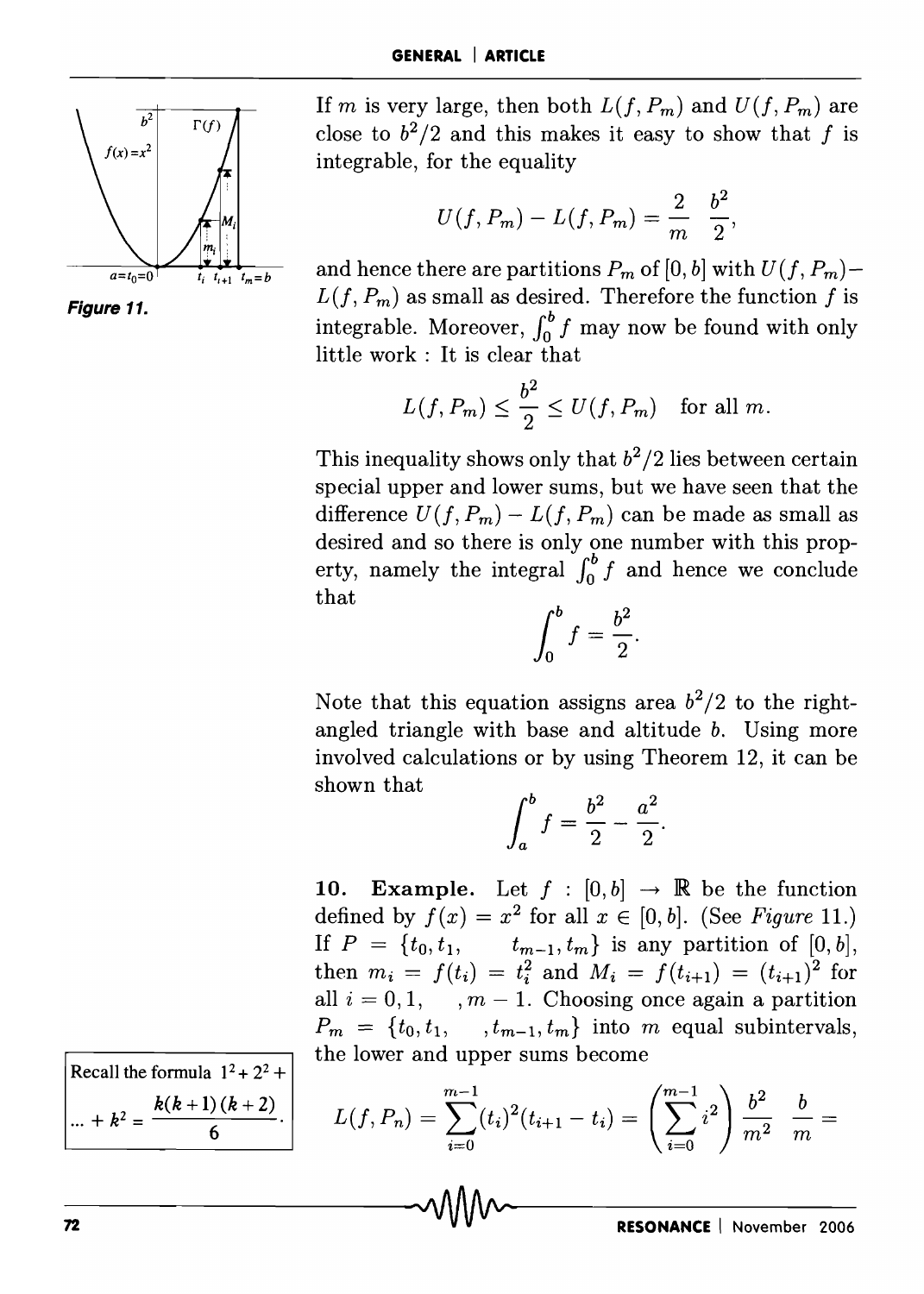If $m$ is very large, then both $L(f, P_m)$ and $U(f, P_m)$ are close to $b^2/2$ and this makes it easy to show that $f$ is integrable, for the equality

$$U(f, P_m) - L(f, P_m) = \frac{2}{m} \frac{b^2}{2},$$

and hence there are partitions $P_m$ of $[0, b]$ with $U(f, P_m) - L(f, P_m)$ as small as desired. Therefore the function $f$ is integrable. Moreover, $\int_0^b f$ may now be found with only little work : It is clear that

$$L(f, P_m) \leq \frac{b^2}{2} \leq U(f, P_m) \quad \text{for all } m.$$

This inequality shows only that $b^2/2$ lies between certain special upper and lower sums, but we have seen that the difference $U(f, P_m) - L(f, P_m)$ can be made as small as desired and so there is only one number with this property, namely the integral $\int_0^b f$ and hence we conclude that

$$\int_0^b f = \frac{b^2}{2}.$$

Note that this equation assigns area $b^2/2$ to the right-angled triangle with base and altitude $b$. Using more involved calculations or by using Theorem 12, it can be shown that

$$\int_a^b f = \frac{b^2}{2} - \frac{a^2}{2}.$$

**Figure 11.**

**10. Example.** Let $f : [0, b] \to \mathbb{R}$ be the function defined by $f(x) = x^2$ for all $x \in [0, b]$. (See *Figure* 11.) If $P = \{t_0, t_1, \quad t_{m-1}, t_m\}$ is any partition of $[0, b]$, then $m_i = f(t_i) = t_i^2$ and $M_i = f(t_{i+1}) = (t_{i+1})^2$ for all $i = 0, 1, \quad , m - 1$. Choosing once again a partition $P_m = \{t_0, t_1, \quad , t_{m-1}, t_m\}$ into $m$ equal subintervals, the lower and upper sums become

Recall the formula $1^2 + 2^2 + \ldots + k^2 = \frac{k(k+1)(k+2)}{6}$.

$$L(f, P_n) = \sum_{i=0}^{m-1} (t_i)^2 (t_{i+1} - t_i) = \left( \sum_{i=0}^{m-1} i^2 \right) \frac{b^2}{m^2} \frac{b}{m} =$$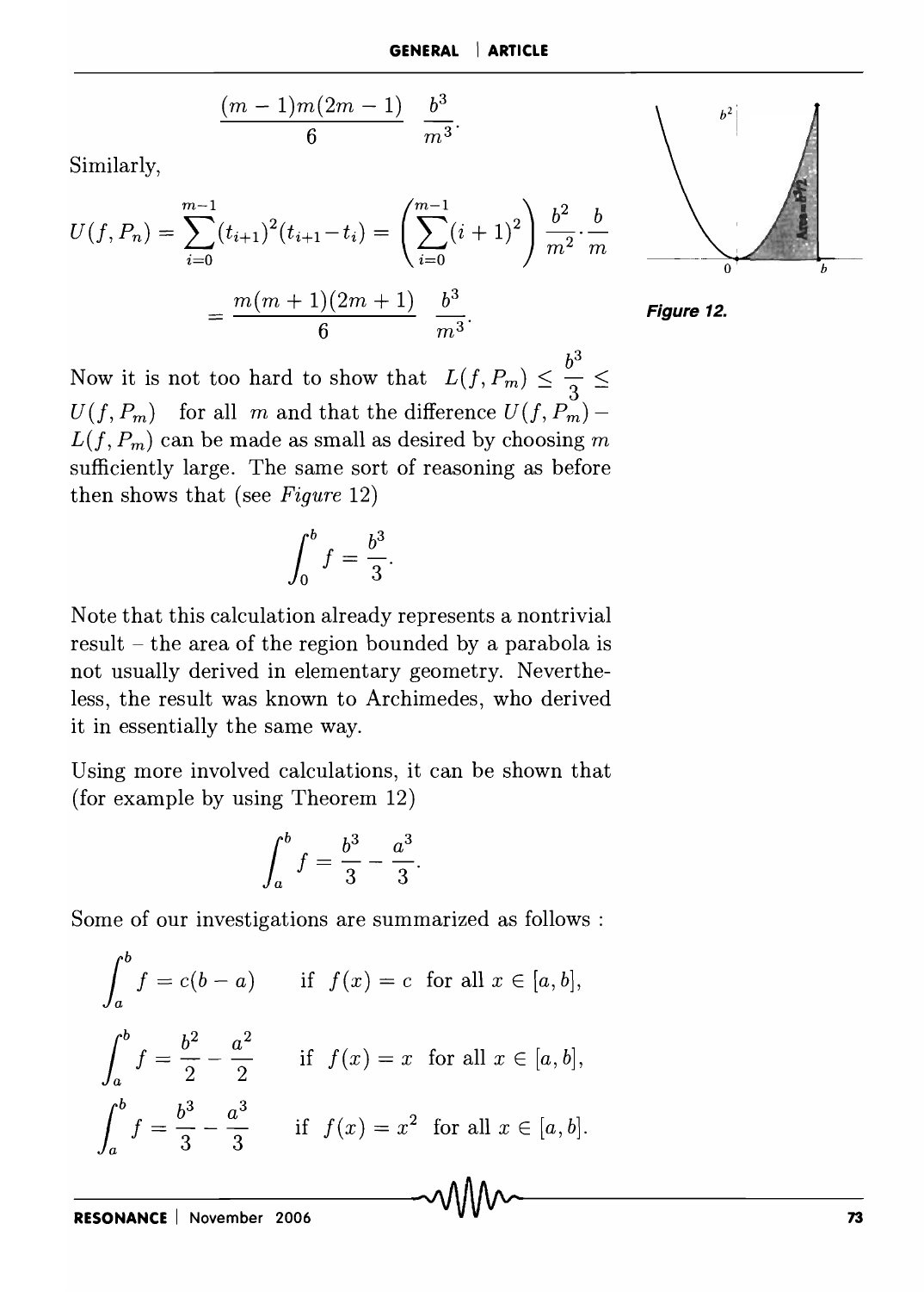$$\frac{(m-1)m(2m-1)}{6}\ \frac{b^3}{m^3}.$$

Similarly,

$$U(f,P_n)=\sum_{i=0}^{m-1}(t_{i+1})^2(t_{i+1}-t_i)=\left(\sum_{i=0}^{m-1}(i+1)^2\right)\frac{b^2}{m^2}\cdot\frac{b}{m}$$

$$=\frac{m(m+1)(2m+1)}{6}\ \frac{b^3}{m^3}.$$

Figure 12.

Now it is not too hard to show that $L(f,P_m)\le\frac{b^3}{3}\le U(f,P_m)$ for all $m$ and that the difference $U(f,P_m)-L(f,P_m)$ can be made as small as desired by choosing $m$ sufficiently large. The same sort of reasoning as before then shows that (see *Figure* 12)

$$\int_0^b f=\frac{b^3}{3}.$$

Note that this calculation already represents a nontrivial result – the area of the region bounded by a parabola is not usually derived in elementary geometry. Nevertheless, the result was known to Archimedes, who derived it in essentially the same way.

Using more involved calculations, it can be shown that (for example by using Theorem 12)

$$\int_a^b f=\frac{b^3}{3}-\frac{a^3}{3}.$$

Some of our investigations are summarized as follows :

$$\int_a^b f=c(b-a)\qquad\text{if } f(x)=c \text{ for all } x\in[a,b],$$

$$\int_a^b f=\frac{b^2}{2}-\frac{a^2}{2}\qquad\text{if } f(x)=x \text{ for all } x\in[a,b],$$

$$\int_a^b f=\frac{b^3}{3}-\frac{a^3}{3}\qquad\text{if } f(x)=x^2 \text{ for all } x\in[a,b].$$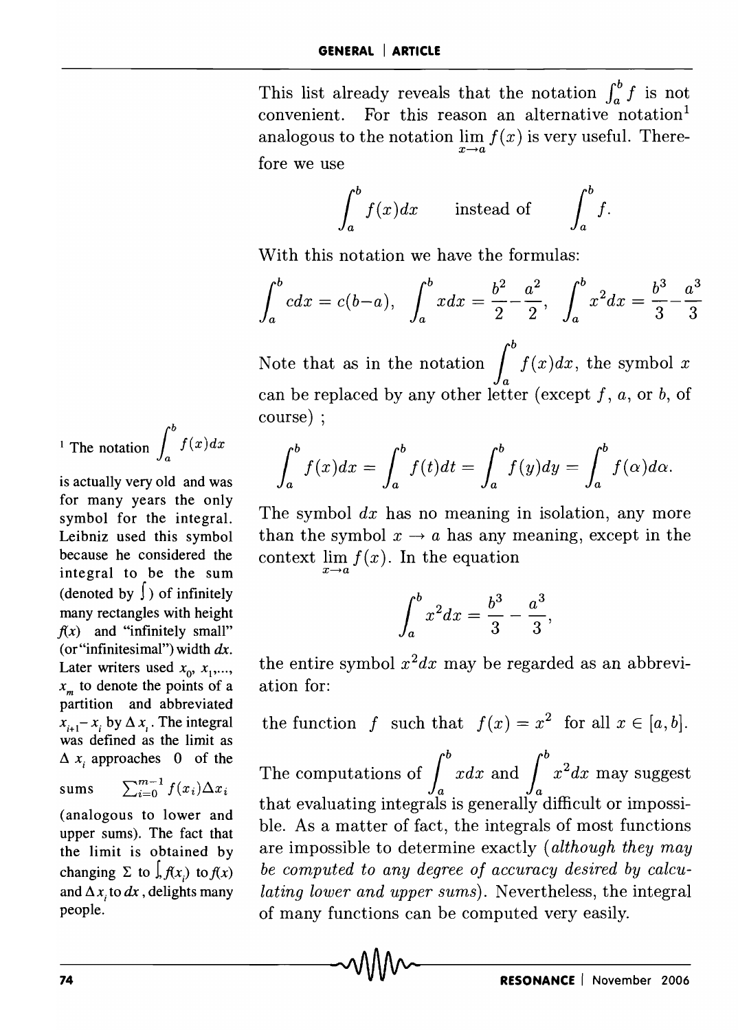This list already reveals that the notation $\int_a^b f$ is not convenient. For this reason an alternative notation[1] analogous to the notation $\lim_{x \to a} f(x)$ is very useful. Therefore we use

$$\int_a^b f(x)dx \qquad \text{instead of} \qquad \int_a^b f.$$

With this notation we have the formulas:

$$\int_a^b c dx = c(b-a), \quad \int_a^b x dx = \frac{b^2}{2} - \frac{a^2}{2}, \quad \int_a^b x^2 dx = \frac{b^3}{3} - \frac{a^3}{3}$$

Note that as in the notation $\int_a^b f(x)dx$, the symbol $x$ can be replaced by any other letter (except $f$, $a$, or $b$, of course) ;

$$\int_a^b f(x)dx = \int_a^b f(t)dt = \int_a^b f(y)dy = \int_a^b f(\alpha)d\alpha.$$

The symbol $dx$ has no meaning in isolation, any more than the symbol $x \to a$ has any meaning, except in the context $\lim_{x \to a} f(x)$. In the equation

$$\int_a^b x^2 dx = \frac{b^3}{3} - \frac{a^3}{3},$$

the entire symbol $x^2 dx$ may be regarded as an abbreviation for:

the function $f$ such that $f(x) = x^2$ for all $x \in [a, b]$.

The computations of $\int_a^b x dx$ and $\int_a^b x^2 dx$ may suggest that evaluating integrals is generally difficult or impossible. As a matter of fact, the integrals of most functions are impossible to determine exactly (*although they may be computed to any degree of accuracy desired by calculating lower and upper sums*). Nevertheless, the integral of many functions can be computed very easily.

[1] The notation $\int_a^b f(x)dx$ is actually very old and was for many years the only symbol for the integral. Leibniz used this symbol because he considered the integral to be the sum (denoted by $\int$) of infinitely many rectangles with height $f(x)$ and "infinitely small" (or "infinitesimal") width $dx$. Later writers used $x_0, x_1, \ldots, x_m$ to denote the points of a partition and abbreviated $x_{i+1} - x_i$ by $\Delta x_i$. The integral was defined as the limit as $\Delta x_i$ approaches 0 of the sums $\sum_{i=0}^{m-1} f(x_i)\Delta x_i$ (analogous to lower and upper sums). The fact that the limit is obtained by changing $\Sigma$ to $\int$, $f(x_i)$ to $f(x)$ and $\Delta x_i$ to $dx$, delights many people.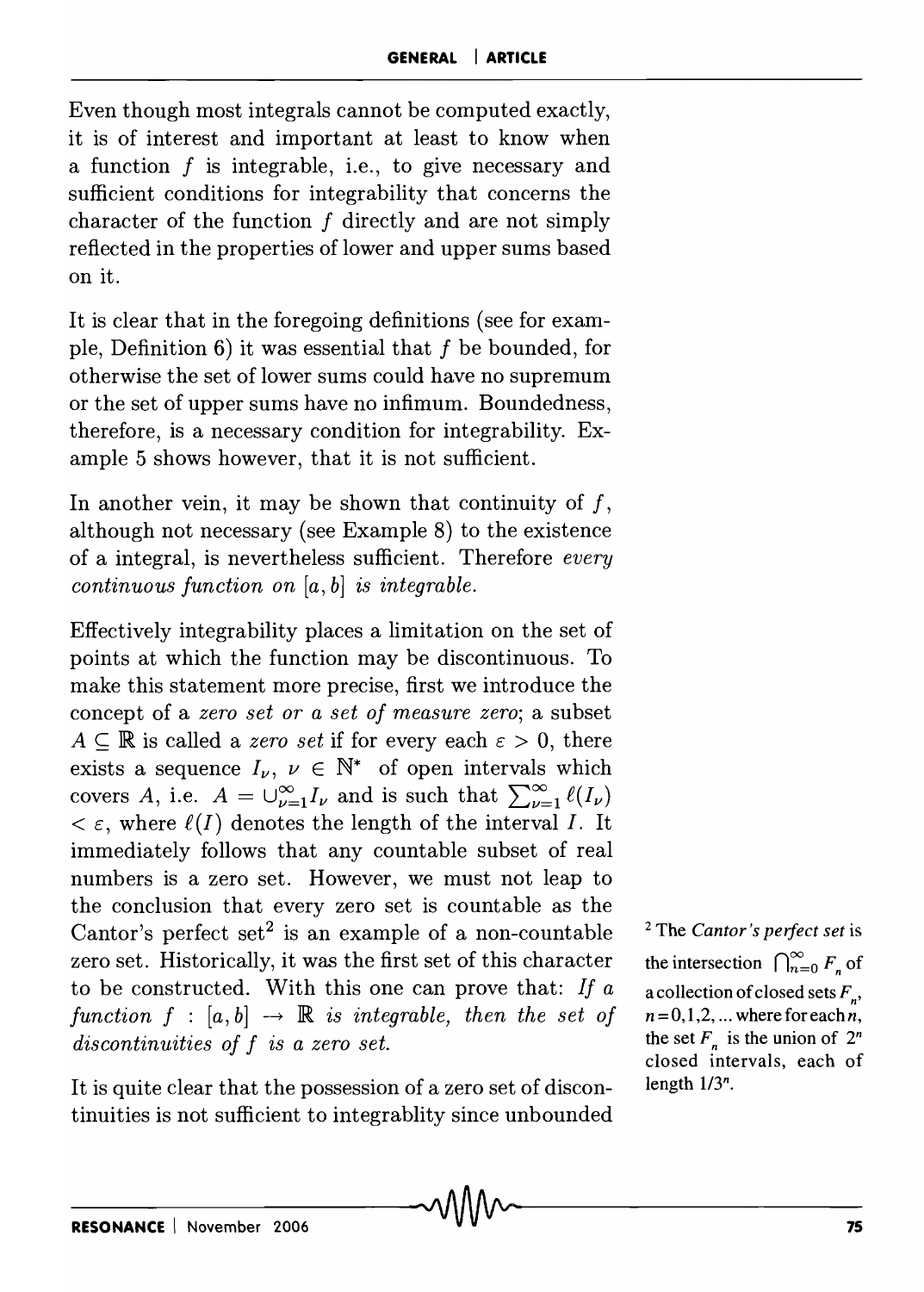Even though most integrals cannot be computed exactly, it is of interest and important at least to know when a function $f$ is integrable, i.e., to give necessary and sufficient conditions for integrability that concerns the character of the function $f$ directly and are not simply reflected in the properties of lower and upper sums based on it.

It is clear that in the foregoing definitions (see for example, Definition 6) it was essential that $f$ be bounded, for otherwise the set of lower sums could have no supremum or the set of upper sums have no infimum. Boundedness, therefore, is a necessary condition for integrability. Example 5 shows however, that it is not sufficient.

In another vein, it may be shown that continuity of $f$, although not necessary (see Example 8) to the existence of a integral, is nevertheless sufficient. Therefore *every continuous function on $[a, b]$ is integrable.*

Effectively integrability places a limitation on the set of points at which the function may be discontinuous. To make this statement more precise, first we introduce the concept of a *zero set or a set of measure zero*; a subset $A \subseteq \mathbb{R}$ is called a *zero set* if for every each $\varepsilon > 0$, there exists a sequence $I_\nu$, $\nu \in \mathbb{N}^*$ of open intervals which covers $A$, i.e. $A = \cup_{\nu=1}^{\infty} I_\nu$ and is such that $\sum_{\nu=1}^{\infty} \ell(I_\nu) < \varepsilon$, where $\ell(I)$ denotes the length of the interval $I$. It immediately follows that any countable subset of real numbers is a zero set. However, we must not leap to the conclusion that every zero set is countable as the Cantor's perfect set[2] is an example of a non-countable zero set. Historically, it was the first set of this character to be constructed. With this one can prove that: *If a function $f : [a, b] \to \mathbb{R}$ is integrable, then the set of discontinuities of $f$ is a zero set.*

[2] The *Cantor's perfect set* is the intersection $\bigcap_{n=0}^{\infty} F_n$ of a collection of closed sets $F_n$, $n = 0, 1, 2, \ldots$ where for each $n$, the set $F_n$ is the union of $2^n$ closed intervals, each of length $1/3^n$.

It is quite clear that the possession of a zero set of discontinuities is not sufficient to integrablity since unbounded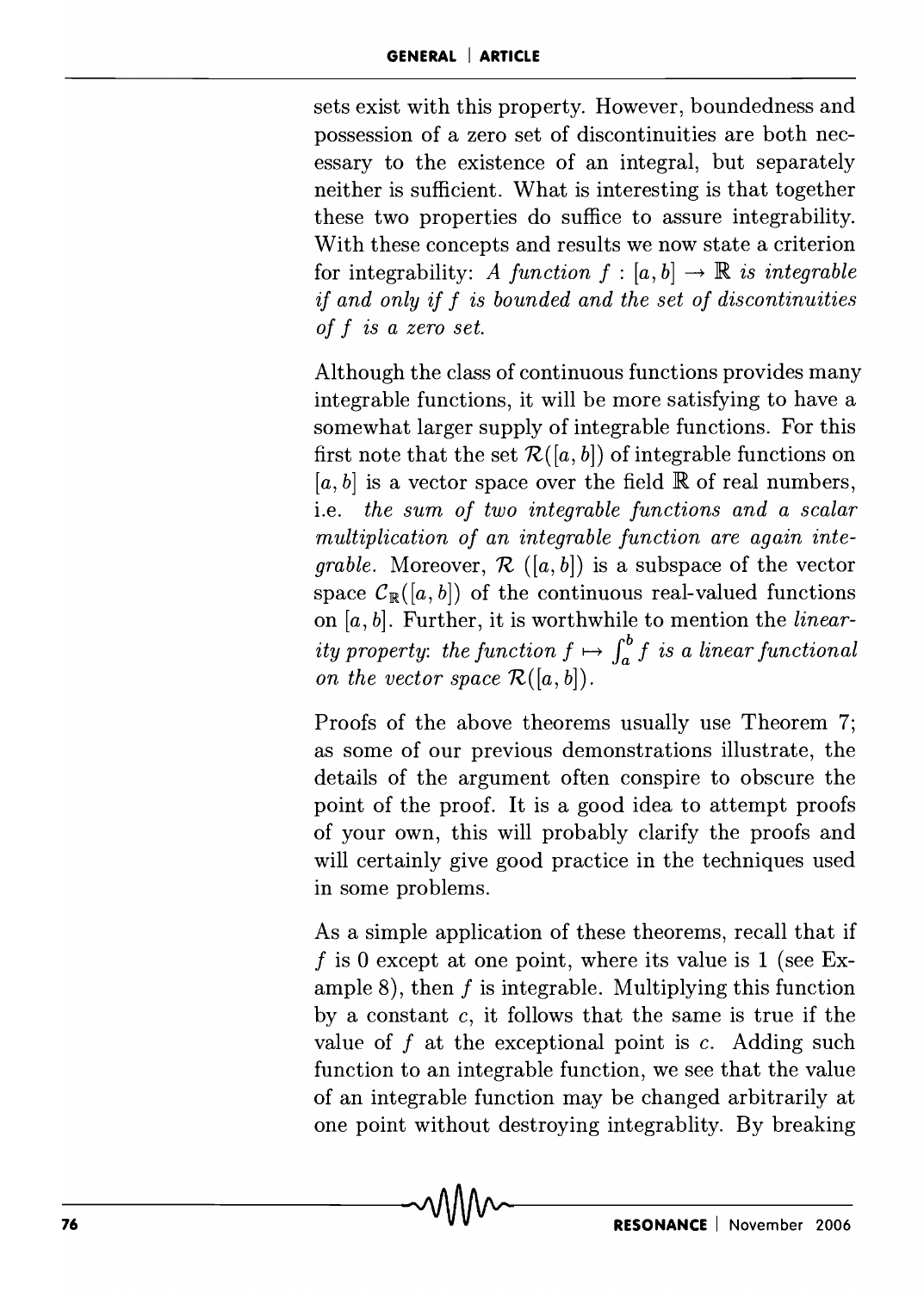sets exist with this property. However, boundedness and possession of a zero set of discontinuities are both necessary to the existence of an integral, but separately neither is sufficient. What is interesting is that together these two properties do suffice to assure integrability. With these concepts and results we now state a criterion for integrability: *A function $f : [a, b] \to \mathbb{R}$ is integrable if and only if $f$ is bounded and the set of discontinuities of $f$ is a zero set.*

Although the class of continuous functions provides many integrable functions, it will be more satisfying to have a somewhat larger supply of integrable functions. For this first note that the set $\mathcal{R}([a, b])$ of integrable functions on $[a, b]$ is a vector space over the field $\mathbb{R}$ of real numbers, i.e. *the sum of two integrable functions and a scalar multiplication of an integrable function are again integrable.* Moreover, $\mathcal{R}\ ([a, b])$ is a subspace of the vector space $\mathcal{C}_{\mathbb{R}}([a, b])$ of the continuous real-valued functions on $[a, b]$. Further, it is worthwhile to mention the *linearity property: the function $f \mapsto \int_a^b f$ is a linear functional on the vector space $\mathcal{R}([a, b])$.*

Proofs of the above theorems usually use Theorem 7; as some of our previous demonstrations illustrate, the details of the argument often conspire to obscure the point of the proof. It is a good idea to attempt proofs of your own, this will probably clarify the proofs and will certainly give good practice in the techniques used in some problems.

As a simple application of these theorems, recall that if $f$ is 0 except at one point, where its value is 1 (see Example 8), then $f$ is integrable. Multiplying this function by a constant $c$, it follows that the same is true if the value of $f$ at the exceptional point is $c$. Adding such function to an integrable function, we see that the value of an integrable function may be changed arbitrarily at one point without destroying integrablity. By breaking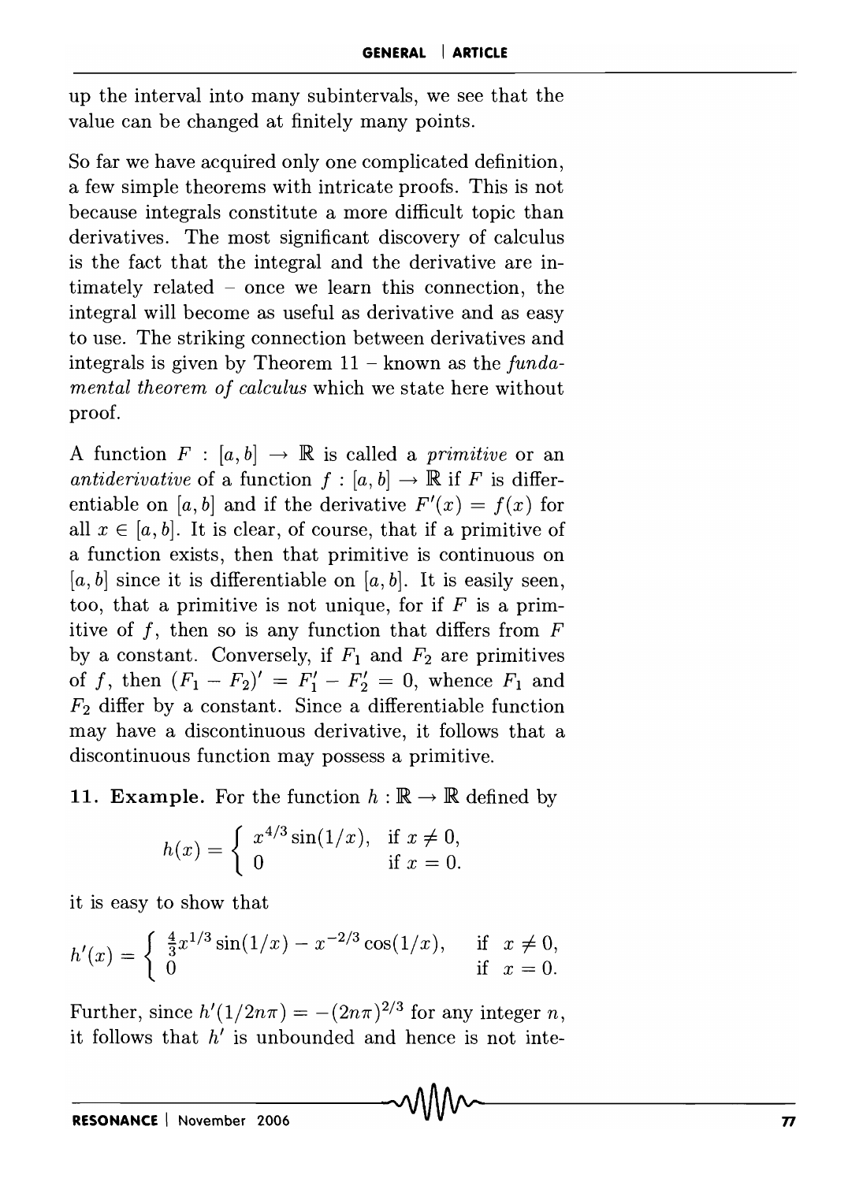up the interval into many subintervals, we see that the value can be changed at finitely many points.

So far we have acquired only one complicated definition, a few simple theorems with intricate proofs. This is not because integrals constitute a more difficult topic than derivatives. The most significant discovery of calculus is the fact that the integral and the derivative are intimately related – once we learn this connection, the integral will become as useful as derivative and as easy to use. The striking connection between derivatives and integrals is given by Theorem 11 – known as the *fundamental theorem of calculus* which we state here without proof.

A function $F : [a, b] \to \mathbb{R}$ is called a *primitive* or an *antiderivative* of a function $f : [a, b] \to \mathbb{R}$ if $F$ is differentiable on $[a, b]$ and if the derivative $F'(x) = f(x)$ for all $x \in [a, b]$. It is clear, of course, that if a primitive of a function exists, then that primitive is continuous on $[a, b]$ since it is differentiable on $[a, b]$. It is easily seen, too, that a primitive is not unique, for if $F$ is a primitive of $f$, then so is any function that differs from $F$ by a constant. Conversely, if $F_1$ and $F_2$ are primitives of $f$, then $(F_1 - F_2)' = F_1' - F_2' = 0$, whence $F_1$ and $F_2$ differ by a constant. Since a differentiable function may have a discontinuous derivative, it follows that a discontinuous function may possess a primitive.

**11. Example.** For the function $h : \mathbb{R} \to \mathbb{R}$ defined by

$$h(x) = \begin{cases} x^{4/3}\sin(1/x), & \text{if } x \neq 0, \\ 0 & \text{if } x = 0. \end{cases}$$

it is easy to show that

$$h'(x) = \begin{cases} \frac{4}{3}x^{1/3}\sin(1/x) - x^{-2/3}\cos(1/x), & \text{if } \ x \neq 0, \\ 0 & \text{if } \ x = 0. \end{cases}$$

Further, since $h'(1/2n\pi) = -(2n\pi)^{2/3}$ for any integer $n$, it follows that $h'$ is unbounded and hence is not inte-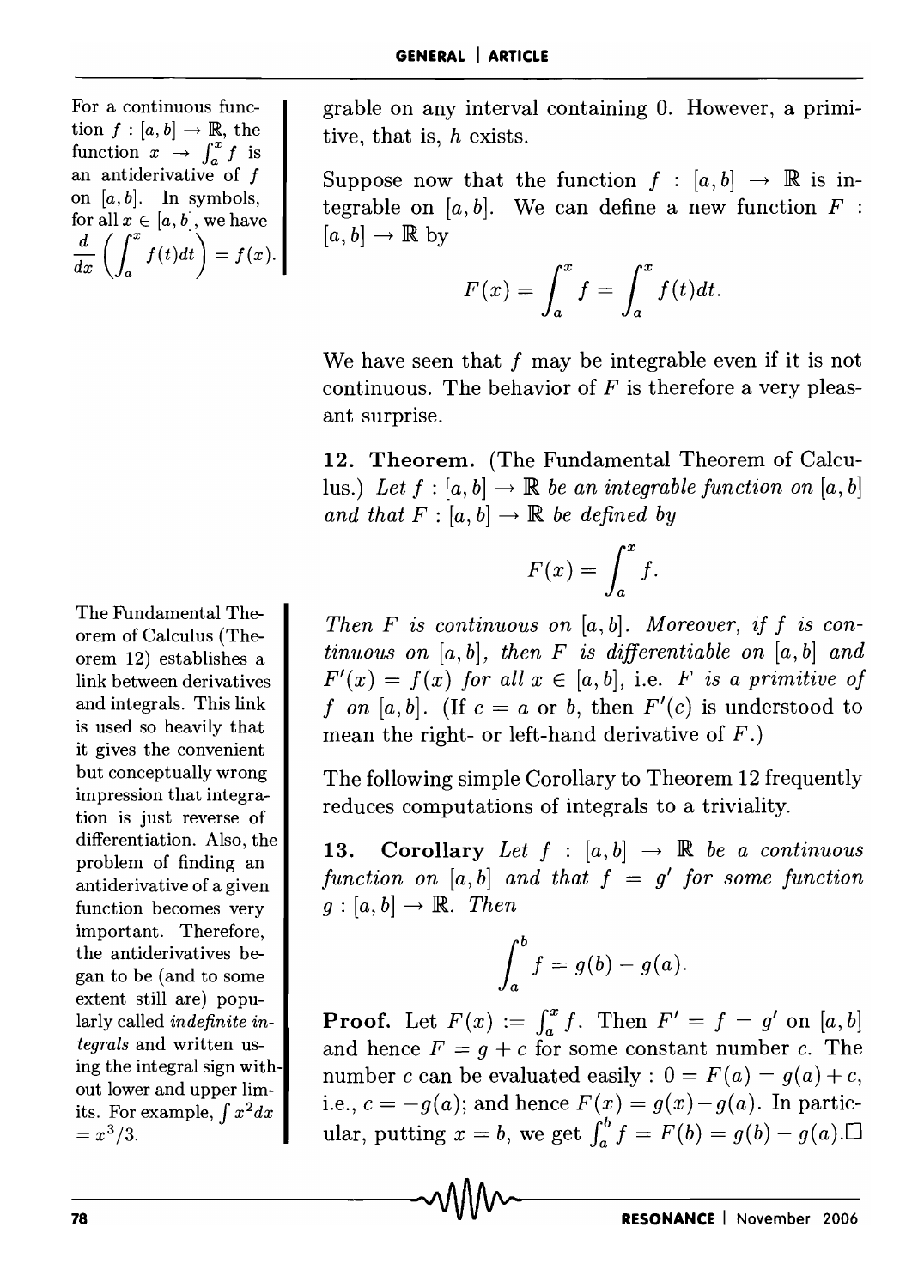grable on any interval containing 0. However, a primitive, that is, $h$ exists.

For a continuous function $f : [a, b] \to \mathbb{R}$, the function $x \to \int_a^x f$ is an antiderivative of $f$ on $[a, b]$. In symbols, for all $x \in [a, b]$, we have $\frac{d}{dx}\left(\int_a^x f(t)dt\right) = f(x)$.

Suppose now that the function $f : [a, b] \to \mathbb{R}$ is integrable on $[a, b]$. We can define a new function $F : [a, b] \to \mathbb{R}$ by

$$F(x) = \int_a^x f = \int_a^x f(t)dt.$$

We have seen that $f$ may be integrable even if it is not continuous. The behavior of $F$ is therefore a very pleasant surprise.

**12. Theorem.** (The Fundamental Theorem of Calculus.) *Let $f : [a, b] \to \mathbb{R}$ be an integrable function on $[a, b]$ and that $F : [a, b] \to \mathbb{R}$ be defined by*

$$F(x) = \int_a^x f.$$

*Then $F$ is continuous on $[a, b]$. Moreover, if $f$ is continuous on $[a, b]$, then $F$ is differentiable on $[a, b]$ and $F'(x) = f(x)$ for all $x \in [a, b]$,* i.e. *$F$ is a primitive of $f$ on $[a, b]$.* (If $c = a$ or $b$, then $F'(c)$ is understood to mean the right- or left-hand derivative of $F$.)

The Fundamental Theorem of Calculus (Theorem 12) establishes a link between derivatives and integrals. This link is used so heavily that it gives the convenient but conceptually wrong impression that integration is just reverse of differentiation. Also, the problem of finding an antiderivative of a given function becomes very important. Therefore, the antiderivatives began to be (and to some extent still are) popularly called *indefinite integrals* and written using the integral sign without lower and upper limits. For example, $\int x^2 dx = x^3/3$.

The following simple Corollary to Theorem 12 frequently reduces computations of integrals to a triviality.

**13. Corollary** *Let $f : [a, b] \to \mathbb{R}$ be a continuous function on $[a, b]$ and that $f = g'$ for some function $g : [a, b] \to \mathbb{R}$. Then*

$$\int_a^b f = g(b) - g(a).$$

**Proof.** Let $F(x) := \int_a^x f$. Then $F' = f = g'$ on $[a, b]$ and hence $F = g + c$ for some constant number $c$. The number $c$ can be evaluated easily : $0 = F(a) = g(a) + c$, i.e., $c = -g(a)$; and hence $F(x) = g(x) - g(a)$. In particular, putting $x = b$, we get $\int_a^b f = F(b) = g(b) - g(a)$.□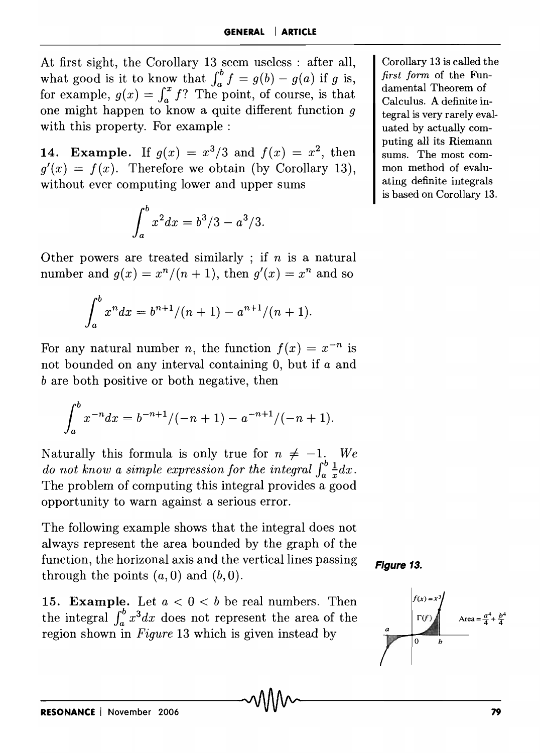At first sight, the Corollary 13 seem useless : after all, what good is it to know that $\int_a^b f = g(b) - g(a)$ if $g$ is, for example, $g(x) = \int_a^x f$? The point, of course, is that one might happen to know a quite different function $g$ with this property. For example :

Corollary 13 is called the *first form* of the Fundamental Theorem of Calculus. A definite integral is very rarely evaluated by actually computing all its Riemann sums. The most common method of evaluating definite integrals is based on Corollary 13.

**14. Example.** If $g(x) = x^3/3$ and $f(x) = x^2$, then $g'(x) = f(x)$. Therefore we obtain (by Corollary 13), without ever computing lower and upper sums

$$\int_a^b x^2 dx = b^3/3 - a^3/3.$$

Other powers are treated similarly ; if $n$ is a natural number and $g(x) = x^n/(n+1)$, then $g'(x) = x^n$ and so

$$\int_a^b x^n dx = b^{n+1}/(n+1) - a^{n+1}/(n+1).$$

For any natural number $n$, the function $f(x) = x^{-n}$ is not bounded on any interval containing 0, but if $a$ and $b$ are both positive or both negative, then

$$\int_a^b x^{-n} dx = b^{-n+1}/(-n+1) - a^{-n+1}/(-n+1).$$

Naturally this formula is only true for $n \neq -1$. *We do not know a simple expression for the integral* $\int_a^b \frac{1}{x} dx$. The problem of computing this integral provides a good opportunity to warn against a serious error.

The following example shows that the integral does not always represent the area bounded by the graph of the function, the horizonal axis and the vertical lines passing through the points $(a, 0)$ and $(b, 0)$.

**15. Example.** Let $a < 0 < b$ be real numbers. Then the integral $\int_a^b x^3 dx$ does not represent the area of the region shown in *Figure* 13 which is given instead by

*Figure 13.*

$f(x) = x^3$

$\Gamma(f)$

$\text{Area} = \frac{a^4}{4} + \frac{b^4}{4}$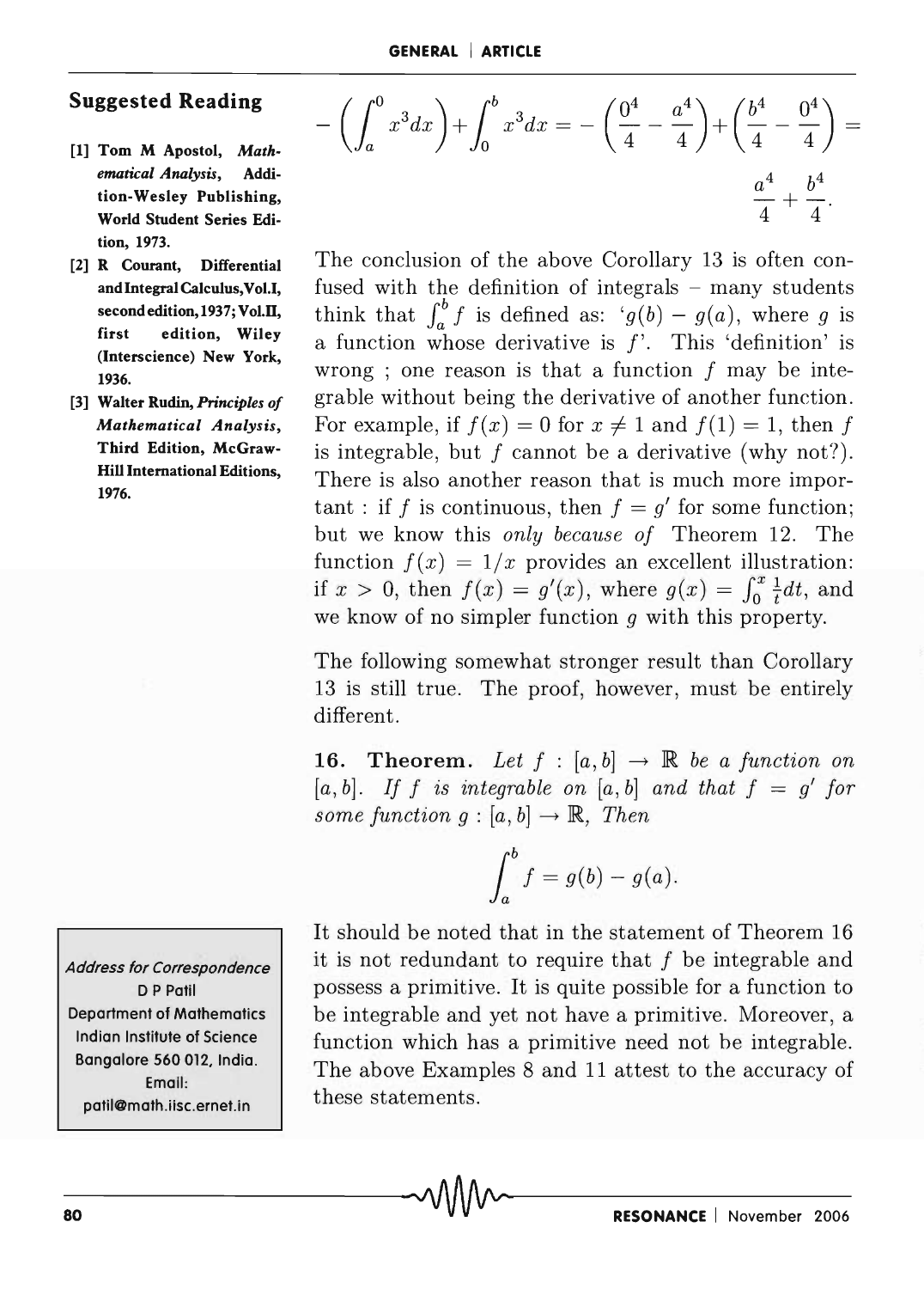$$-\left(\int_a^0 x^3 dx\right)+\int_0^b x^3 dx = -\left(\frac{0^4}{4}-\frac{a^4}{4}\right)+\left(\frac{b^4}{4}-\frac{0^4}{4}\right) = \frac{a^4}{4}+\frac{b^4}{4}.$$

The conclusion of the above Corollary 13 is often confused with the definition of integrals – many students think that $\int_a^b f$ is defined as: '$g(b) - g(a)$, where $g$ is a function whose derivative is $f$'. This 'definition' is wrong ; one reason is that a function $f$ may be integrable without being the derivative of another function. For example, if $f(x) = 0$ for $x \neq 1$ and $f(1) = 1$, then $f$ is integrable, but $f$ cannot be a derivative (why not?). There is also another reason that is much more important : if $f$ is continuous, then $f = g'$ for some function; but we know this *only because of* Theorem 12. The function $f(x) = 1/x$ provides an excellent illustration: if $x > 0$, then $f(x) = g'(x)$, where $g(x) = \int_0^x \frac{1}{t} dt$, and we know of no simpler function $g$ with this property.

The following somewhat stronger result than Corollary 13 is still true. The proof, however, must be entirely different.

**16. Theorem.** *Let $f : [a, b] \to \mathbb{R}$ be a function on $[a, b]$. If $f$ is integrable on $[a, b]$ and that $f = g'$ for some function $g : [a, b] \to \mathbb{R}$, Then*

$$\int_a^b f = g(b) - g(a).$$

It should be noted that in the statement of Theorem 16 it is not redundant to require that $f$ be integrable and possess a primitive. It is quite possible for a function to be integrable and yet not have a primitive. Moreover, a function which has a primitive need not be integrable. The above Examples 8 and 11 attest to the accuracy of these statements.

## Suggested Reading

[1] Tom M Apostol, *Mathematical Analysis*, Addition-Wesley Publishing, World Student Series Edition, 1973.

[2] R Courant, Differential and Integral Calculus, Vol.I, second edition, 1937; Vol.II, first edition, Wiley (Interscience) New York, 1936.

[3] Walter Rudin, *Principles of Mathematical Analysis*, Third Edition, McGraw-Hill International Editions, 1976.

*Address for Correspondence*
D P Patil
Department of Mathematics
Indian Institute of Science
Bangalore 560 012, India.
Email:
patil@math.iisc.ernet.in